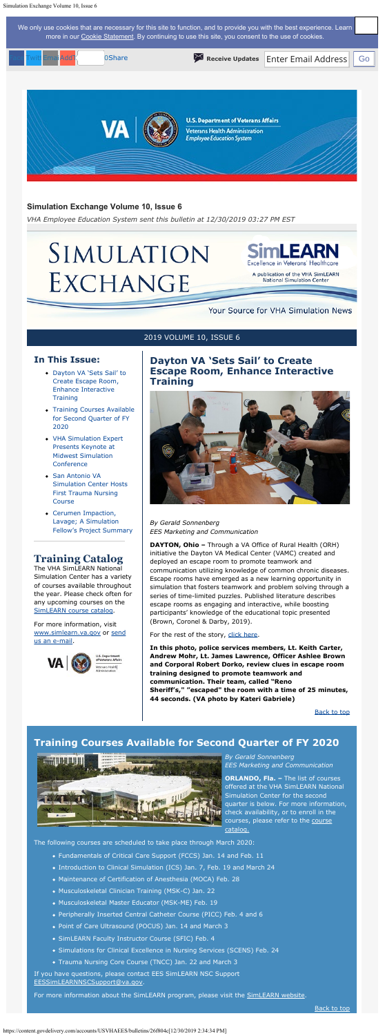We only use cookies that are necessary for this site to function, and to provide you with the best experience. Learn more in our Cookie Statement. By continuing to use this site, you consent to the use of cookies.

Share Twitter Email AddThis 0Share **Receive Updates** Enter Email Address Go

**U.S. Department of Veterans Affairs**
Veterans Health Administration
Employee Education System

**Simulation Exchange Volume 10, Issue 6**

*VHA Employee Education System sent this bulletin at 12/30/2019 03:27 PM EST*

# SIMULATION EXCHANGE

SimLEARN
Excellence in Veterans' Healthcare
A publication of the VHA SimLEARN National Simulation Center

Your Source for VHA Simulation News

2019 VOLUME 10, ISSUE 6

## In This Issue:

- Dayton VA 'Sets Sail' to Create Escape Room, Enhance Interactive Training
- Training Courses Available for Second Quarter of FY 2020
- VHA Simulation Expert Presents Keynote at Midwest Simulation Conference
- San Antonio VA Simulation Center Hosts First Trauma Nursing Course
- Cerumen Impaction, Lavage; A Simulation Fellow's Project Summary

## Training Catalog

The VHA SimLEARN National Simulation Center has a variety of courses available throughout the year. Please check often for any upcoming courses on the SimLEARN course catalog.

For more information, visit www.simlearn.va.gov or send us an e-mail.

## Dayton VA 'Sets Sail' to Create Escape Room, Enhance Interactive Training

*By Gerald Sonnenberg*
*EES Marketing and Communication*

**DAYTON, Ohio –** Through a VA Office of Rural Health (ORH) initiative the Dayton VA Medical Center (VAMC) created and deployed an escape room to promote teamwork and communication utilizing knowledge of common chronic diseases. Escape rooms have emerged as a new learning opportunity in simulation that fosters teamwork and problem solving through a series of time-limited puzzles. Published literature describes escape rooms as engaging and interactive, while boosting participants' knowledge of the educational topic presented (Brown, Coronel & Darby, 2019).

For the rest of the story, click here.

**In this photo, police services members, Lt. Keith Carter, Andrew Mohr, Lt. James Lawrence, Officer Ashlee Brown and Corporal Robert Dorko, review clues in escape room training designed to promote teamwork and communication. Their team, called "Reno Sheriff's," "escaped" the room with a time of 25 minutes, 44 seconds. (VA photo by Kateri Gabriele)**

Back to top

## Training Courses Available for Second Quarter of FY 2020

*By Gerald Sonnenberg*
*EES Marketing and Communication*

**ORLANDO, Fla. –** The list of courses offered at the VHA SimLEARN National Simulation Center for the second quarter is below. For more information, check availability, or to enroll in the courses, please refer to the course catalog.

The following courses are scheduled to take place through March 2020:

- Fundamentals of Critical Care Support (FCCS) Jan. 14 and Feb. 11
- Introduction to Clinical Simulation (ICS) Jan. 7, Feb. 19 and March 24
- Maintenance of Certification of Anesthesia (MOCA) Feb. 28
- Musculoskeletal Clinician Training (MSK-C) Jan. 22
- Musculoskeletal Master Educator (MSK-ME) Feb. 19
- Peripherally Inserted Central Catheter Course (PICC) Feb. 4 and 6
- Point of Care Ultrasound (POCUS) Jan. 14 and March 3
- SimLEARN Faculty Instructor Course (SFIC) Feb. 4
- Simulations for Clinical Excellence in Nursing Services (SCENS) Feb. 24
- Trauma Nursing Core Course (TNCC) Jan. 22 and March 3

If you have questions, please contact EES SimLEARN NSC Support EESSimLEARNNSCSupport@va.gov.

For more information about the SimLEARN program, please visit the SimLEARN website.

Back to top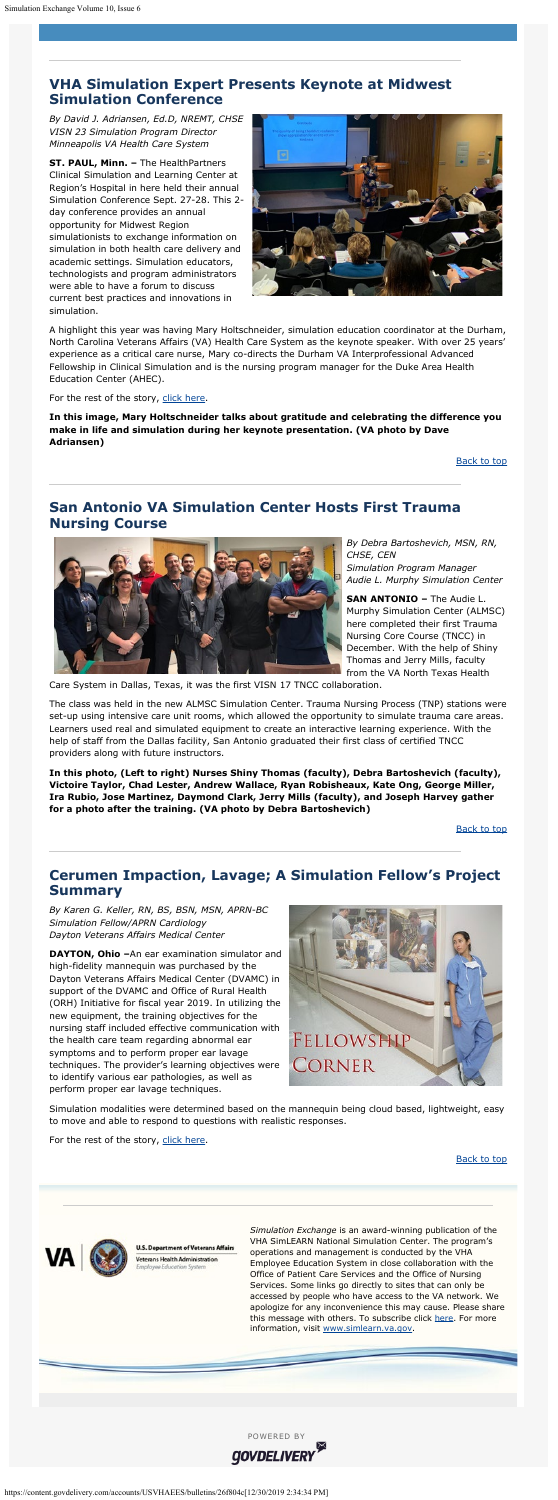## VHA Simulation Expert Presents Keynote at Midwest Simulation Conference

*By David J. Adriansen, Ed.D, NREMT, CHSE*
*VISN 23 Simulation Program Director*
*Minneapolis VA Health Care System*

**ST. PAUL, Minn. –** The HealthPartners Clinical Simulation and Learning Center at Region's Hospital in here held their annual Simulation Conference Sept. 27-28. This 2-day conference provides an annual opportunity for Midwest Region simulationists to exchange information on simulation in both health care delivery and academic settings. Simulation educators, technologists and program administrators were able to have a forum to discuss current best practices and innovations in simulation.

A highlight this year was having Mary Holtschneider, simulation education coordinator at the Durham, North Carolina Veterans Affairs (VA) Health Care System as the keynote speaker. With over 25 years' experience as a critical care nurse, Mary co-directs the Durham VA Interprofessional Advanced Fellowship in Clinical Simulation and is the nursing program manager for the Duke Area Health Education Center (AHEC).

For the rest of the story, click here.

**In this image, Mary Holtschneider talks about gratitude and celebrating the difference you make in life and simulation during her keynote presentation. (VA photo by Dave Adriansen)**

Back to top

## San Antonio VA Simulation Center Hosts First Trauma Nursing Course

*By Debra Bartoshevich, MSN, RN, CHSE, CEN*
*Simulation Program Manager*
*Audie L. Murphy Simulation Center*

**SAN ANTONIO –** The Audie L. Murphy Simulation Center (ALMSC) here completed their first Trauma Nursing Core Course (TNCC) in December. With the help of Shiny Thomas and Jerry Mills, faculty from the VA North Texas Health Care System in Dallas, Texas, it was the first VISN 17 TNCC collaboration.

The class was held in the new ALMSC Simulation Center. Trauma Nursing Process (TNP) stations were set-up using intensive care unit rooms, which allowed the opportunity to simulate trauma care areas. Learners used real and simulated equipment to create an interactive learning experience. With the help of staff from the Dallas facility, San Antonio graduated their first class of certified TNCC providers along with future instructors.

**In this photo, (Left to right) Nurses Shiny Thomas (faculty), Debra Bartoshevich (faculty), Victoire Taylor, Chad Lester, Andrew Wallace, Ryan Robisheaux, Kate Ong, George Miller, Ira Rubio, Jose Martinez, Daymond Clark, Jerry Mills (faculty), and Joseph Harvey gather for a photo after the training. (VA photo by Debra Bartoshevich)**

Back to top

## Cerumen Impaction, Lavage; A Simulation Fellow's Project Summary

*By Karen G. Keller, RN, BS, BSN, MSN, APRN-BC*
*Simulation Fellow/APRN Cardiology*
*Dayton Veterans Affairs Medical Center*

**DAYTON, Ohio –**An ear examination simulator and high-fidelity mannequin was purchased by the Dayton Veterans Affairs Medical Center (DVAMC) in support of the DVAMC and Office of Rural Health (ORH) Initiative for fiscal year 2019. In utilizing the new equipment, the training objectives for the nursing staff included effective communication with the health care team regarding abnormal ear symptoms and to perform proper ear lavage techniques. The provider's learning objectives were to identify various ear pathologies, as well as perform proper ear lavage techniques.

Simulation modalities were determined based on the mannequin being cloud based, lightweight, easy to move and able to respond to questions with realistic responses.

For the rest of the story, click here.

Back to top

*Simulation Exchange* is an award-winning publication of the VHA SimLEARN National Simulation Center. The program's operations and management is conducted by the VHA Employee Education System in close collaboration with the Office of Patient Care Services and the Office of Nursing Services. Some links go directly to sites that can only be accessed by people who have access to the VA network. We apologize for any inconvenience this may cause. Please share this message with others. To subscribe click here. For more information, visit www.simlearn.va.gov.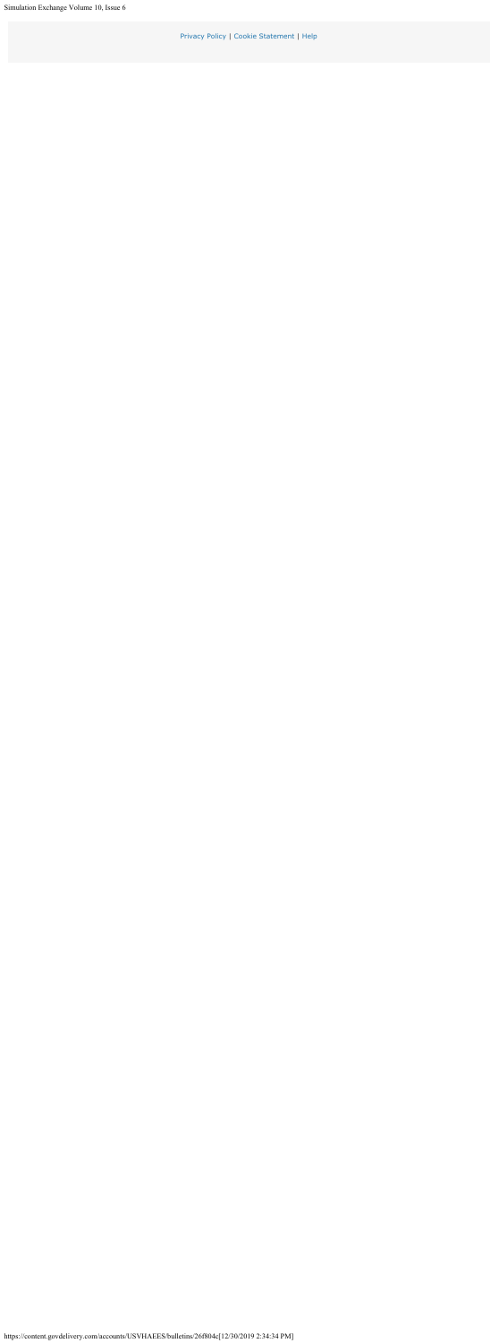Privacy Policy | Cookie Statement | Help